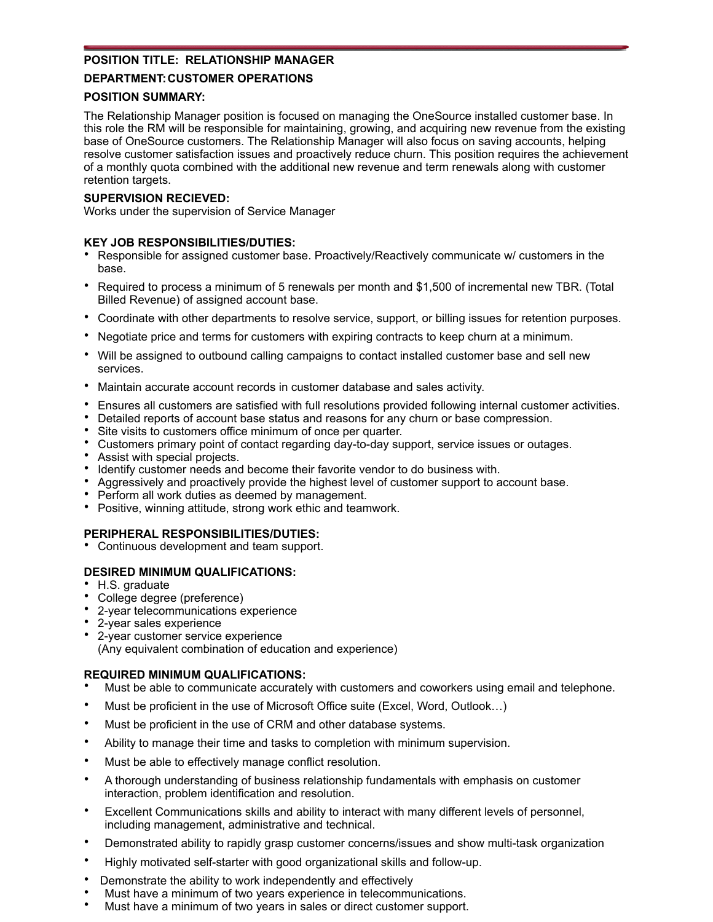**POSITION TITLE: RELATIONSHIP MANAGER**

**DEPARTMENT: CUSTOMER OPERATIONS**

**POSITION SUMMARY:**

The Relationship Manager position is focused on managing the OneSource installed customer base. In this role the RM will be responsible for maintaining, growing, and acquiring new revenue from the existing base of OneSource customers. The Relationship Manager will also focus on saving accounts, helping resolve customer satisfaction issues and proactively reduce churn. This position requires the achievement of a monthly quota combined with the additional new revenue and term renewals along with customer retention targets.

**SUPERVISION RECIEVED:**

Works under the supervision of Service Manager

**KEY JOB RESPONSIBILITIES/DUTIES:**

- Responsible for assigned customer base. Proactively/Reactively communicate w/ customers in the base.
- Required to process a minimum of 5 renewals per month and $1,500 of incremental new TBR. (Total Billed Revenue) of assigned account base.
- Coordinate with other departments to resolve service, support, or billing issues for retention purposes.
- Negotiate price and terms for customers with expiring contracts to keep churn at a minimum.
- Will be assigned to outbound calling campaigns to contact installed customer base and sell new services.
- Maintain accurate account records in customer database and sales activity.
- Ensures all customers are satisfied with full resolutions provided following internal customer activities.
- Detailed reports of account base status and reasons for any churn or base compression.
- Site visits to customers office minimum of once per quarter.
- Customers primary point of contact regarding day-to-day support, service issues or outages.
- Assist with special projects.
- Identify customer needs and become their favorite vendor to do business with.
- Aggressively and proactively provide the highest level of customer support to account base.
- Perform all work duties as deemed by management.
- Positive, winning attitude, strong work ethic and teamwork.

**PERIPHERAL RESPONSIBILITIES/DUTIES:**

- Continuous development and team support.

**DESIRED MINIMUM QUALIFICATIONS:**

- H.S. graduate
- College degree (preference)
- 2-year telecommunications experience
- 2-year sales experience
- 2-year customer service experience
  (Any equivalent combination of education and experience)

**REQUIRED MINIMUM QUALIFICATIONS:**

- Must be able to communicate accurately with customers and coworkers using email and telephone.
- Must be proficient in the use of Microsoft Office suite (Excel, Word, Outlook…)
- Must be proficient in the use of CRM and other database systems.
- Ability to manage their time and tasks to completion with minimum supervision.
- Must be able to effectively manage conflict resolution.
- A thorough understanding of business relationship fundamentals with emphasis on customer interaction, problem identification and resolution.
- Excellent Communications skills and ability to interact with many different levels of personnel, including management, administrative and technical.
- Demonstrated ability to rapidly grasp customer concerns/issues and show multi-task organization
- Highly motivated self-starter with good organizational skills and follow-up.
- Demonstrate the ability to work independently and effectively
- Must have a minimum of two years experience in telecommunications.
- Must have a minimum of two years in sales or direct customer support.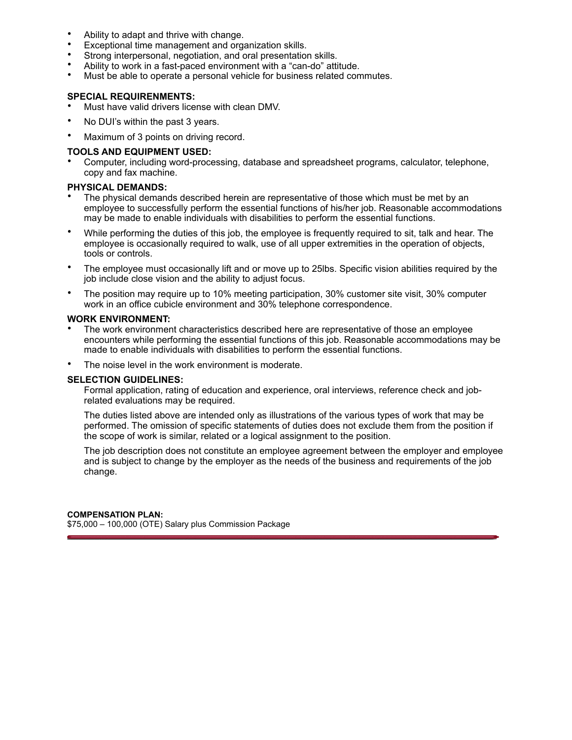- Ability to adapt and thrive with change.
- Exceptional time management and organization skills.
- Strong interpersonal, negotiation, and oral presentation skills.
- Ability to work in a fast-paced environment with a "can-do" attitude.
- Must be able to operate a personal vehicle for business related commutes.

**SPECIAL REQUIRENMENTS:**

- Must have valid drivers license with clean DMV.
- No DUI's within the past 3 years.
- Maximum of 3 points on driving record.

**TOOLS AND EQUIPMENT USED:**

- Computer, including word-processing, database and spreadsheet programs, calculator, telephone, copy and fax machine.

**PHYSICAL DEMANDS:**

- The physical demands described herein are representative of those which must be met by an employee to successfully perform the essential functions of his/her job. Reasonable accommodations may be made to enable individuals with disabilities to perform the essential functions.
- While performing the duties of this job, the employee is frequently required to sit, talk and hear. The employee is occasionally required to walk, use of all upper extremities in the operation of objects, tools or controls.
- The employee must occasionally lift and or move up to 25lbs. Specific vision abilities required by the job include close vision and the ability to adjust focus.
- The position may require up to 10% meeting participation, 30% customer site visit, 30% computer work in an office cubicle environment and 30% telephone correspondence.

**WORK ENVIRONMENT:**

- The work environment characteristics described here are representative of those an employee encounters while performing the essential functions of this job. Reasonable accommodations may be made to enable individuals with disabilities to perform the essential functions.
- The noise level in the work environment is moderate.

**SELECTION GUIDELINES:**

Formal application, rating of education and experience, oral interviews, reference check and job-related evaluations may be required.

The duties listed above are intended only as illustrations of the various types of work that may be performed. The omission of specific statements of duties does not exclude them from the position if the scope of work is similar, related or a logical assignment to the position.

The job description does not constitute an employee agreement between the employer and employee and is subject to change by the employer as the needs of the business and requirements of the job change.

**COMPENSATION PLAN:**

$75,000 – 100,000 (OTE) Salary plus Commission Package